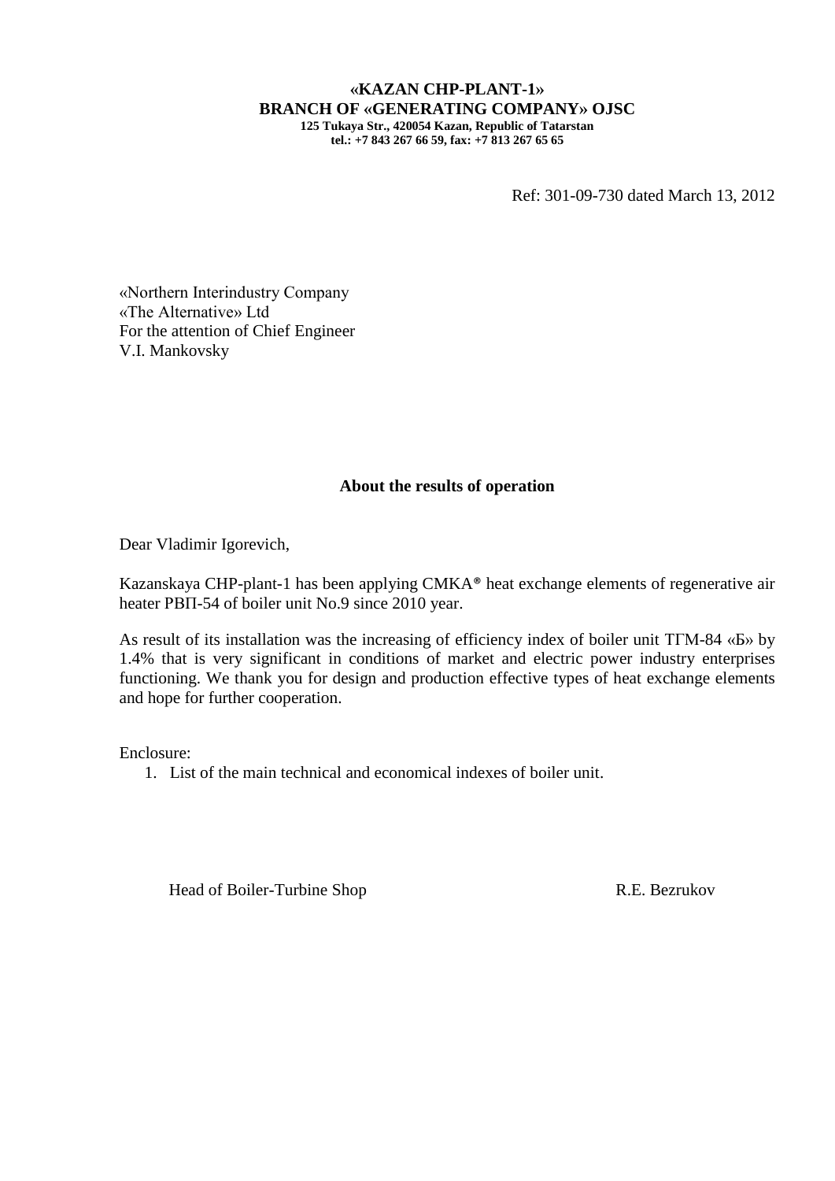**«KAZAN CHP-PLANT-1»**
**BRANCH OF «GENERATING COMPANY» OJSC**
**125 Tukaya Str., 420054 Kazan, Republic of Tatarstan**
**tel.: +7 843 267 66 59, fax: +7 813 267 65 65**

Ref: 301-09-730 dated March 13, 2012

«Northern Interindustry Company
«The Alternative» Ltd
For the attention of Chief Engineer
V.I. Mankovsky

**About the results of operation**

Dear Vladimir Igorevich,

Kazanskaya CHP-plant-1 has been applying CMKA® heat exchange elements of regenerative air heater РВП-54 of boiler unit No.9 since 2010 year.

As result of its installation was the increasing of efficiency index of boiler unit ТГМ-84 «Б» by 1.4% that is very significant in conditions of market and electric power industry enterprises functioning. We thank you for design and production effective types of heat exchange elements and hope for further cooperation.

Enclosure:

1. List of the main technical and economical indexes of boiler unit.

Head of Boiler-Turbine Shop R.E. Bezrukov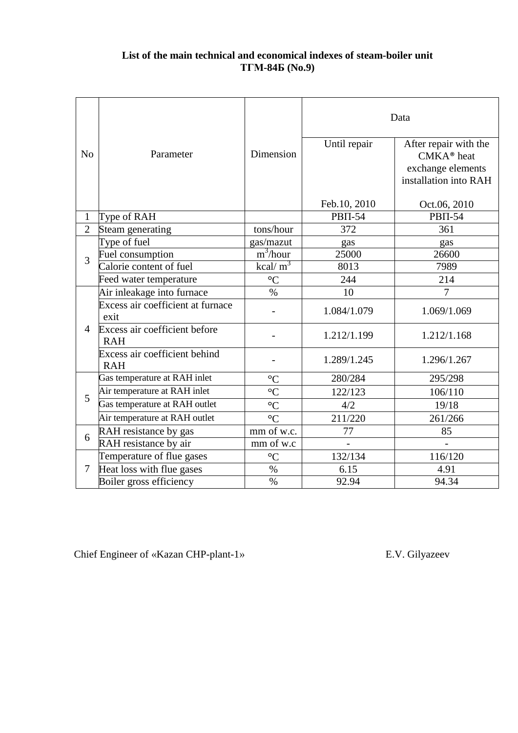**List of the main technical and economical indexes of steam-boiler unit ТГМ-84Б (No.9)**

| No | Parameter | Dimension | Data | |
|---|---|---|---|---|
| | | | Until repair<br><br>Feb.10, 2010 | After repair with the СМКА® heat exchange elements installation into RAH<br><br>Oct.06, 2010 |
| 1 | Type of RAH | | РВП-54 | РВП-54 |
| 2 | Steam generating | tons/hour | 372 | 361 |
| 3 | Type of fuel | gas/mazut | gas | gas |
| | Fuel consumption | $m^3$/hour | 25000 | 26600 |
| | Calorie content of fuel | kcal/ $m^3$ | 8013 | 7989 |
| | Feed water temperature | °C | 244 | 214 |
| 4 | Air inleakage into furnace | % | 10 | 7 |
| | Excess air coefficient at furnace exit | - | 1.084/1.079 | 1.069/1.069 |
| | Excess air coefficient before RAH | - | 1.212/1.199 | 1.212/1.168 |
| | Excess air coefficient behind RAH | - | 1.289/1.245 | 1.296/1.267 |
| 5 | Gas temperature at RAH inlet | °C | 280/284 | 295/298 |
| | Air temperature at RAH inlet | °C | 122/123 | 106/110 |
| | Gas temperature at RAH outlet | °C | 4/2 | 19/18 |
| | Air temperature at RAH outlet | °C | 211/220 | 261/266 |
| 6 | RAH resistance by gas | mm of w.c. | 77 | 85 |
| | RAH resistance by air | mm of w.c | - | - |
| 7 | Temperature of flue gases | °C | 132/134 | 116/120 |
| | Heat loss with flue gases | % | 6.15 | 4.91 |
| | Boiler gross efficiency | % | 92.94 | 94.34 |

Chief Engineer of «Kazan CHP-plant-1» E.V. Gilyazeev